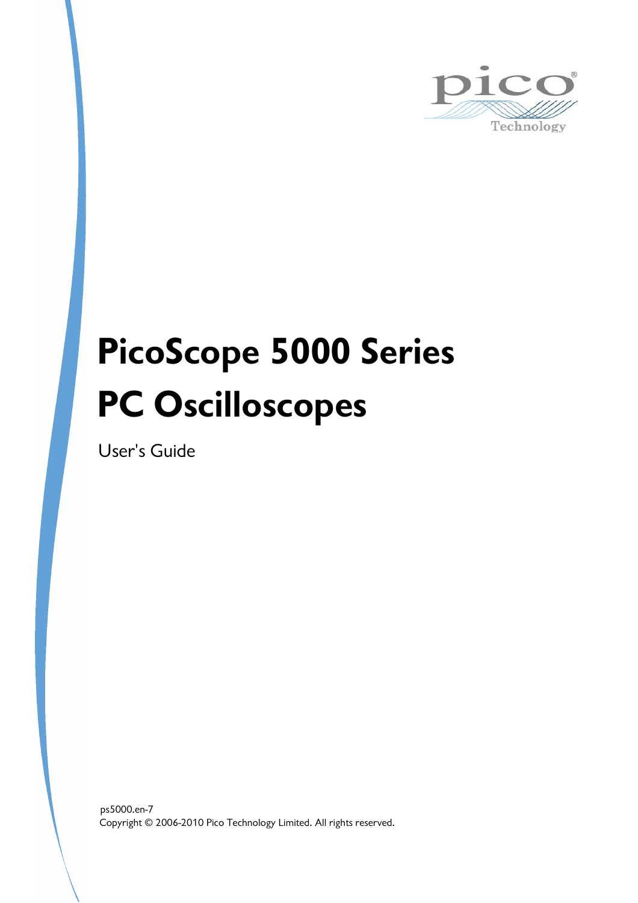# PicoScope 5000 Series PC Oscilloscopes

User's Guide

ps5000.en-7
Copyright © 2006-2010 Pico Technology Limited. All rights reserved.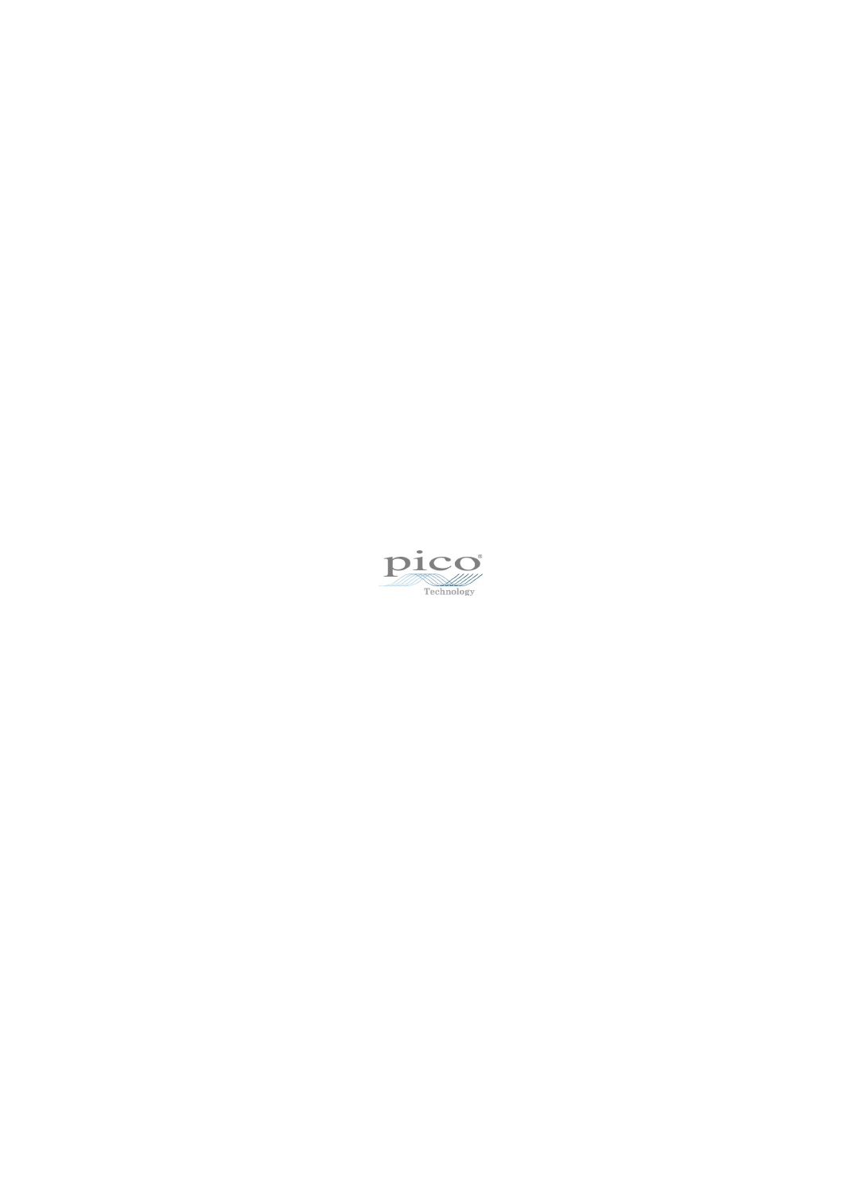pico®

Technology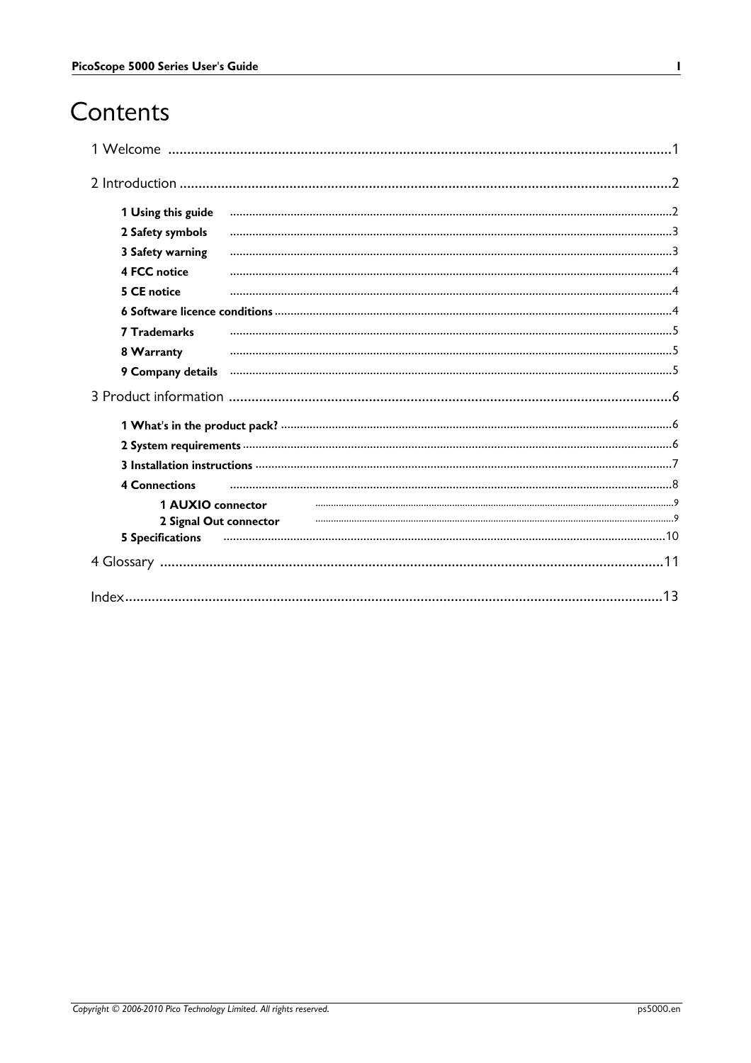# Contents

1 Welcome .................................................................................................................................... 1

2 Introduction ................................................................................................................................ 2

- 1 Using this guide ..................................................................................................................... 2
- 2 Safety symbols ...................................................................................................................... 3
- 3 Safety warning ...................................................................................................................... 3
- 4 FCC notice ............................................................................................................................ 4
- 5 CE notice ............................................................................................................................... 4
- 6 Software licence conditions .................................................................................................. 4
- 7 Trademarks ........................................................................................................................... 5
- 8 Warranty ............................................................................................................................... 5
- 9 Company details ................................................................................................................... 5

3 Product information .................................................................................................................... 6

- 1 What's in the product pack? .................................................................................................. 6
- 2 System requirements ............................................................................................................. 6
- 3 Installation instructions ......................................................................................................... 7
- 4 Connections .......................................................................................................................... 8
  - 1 AUXIO connector ............................................................................................................. 9
  - 2 Signal Out connector ........................................................................................................ 9
- 5 Specifications ....................................................................................................................... 10

4 Glossary .................................................................................................................................... 11

Index ........................................................................................................................................... 13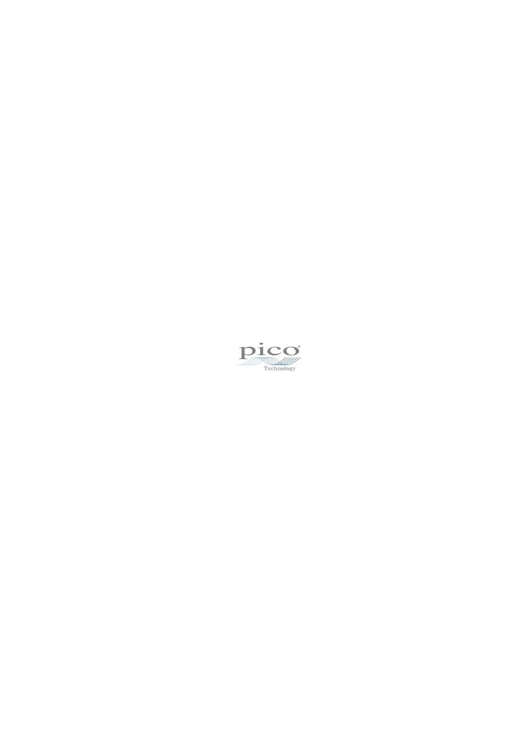pico

Technology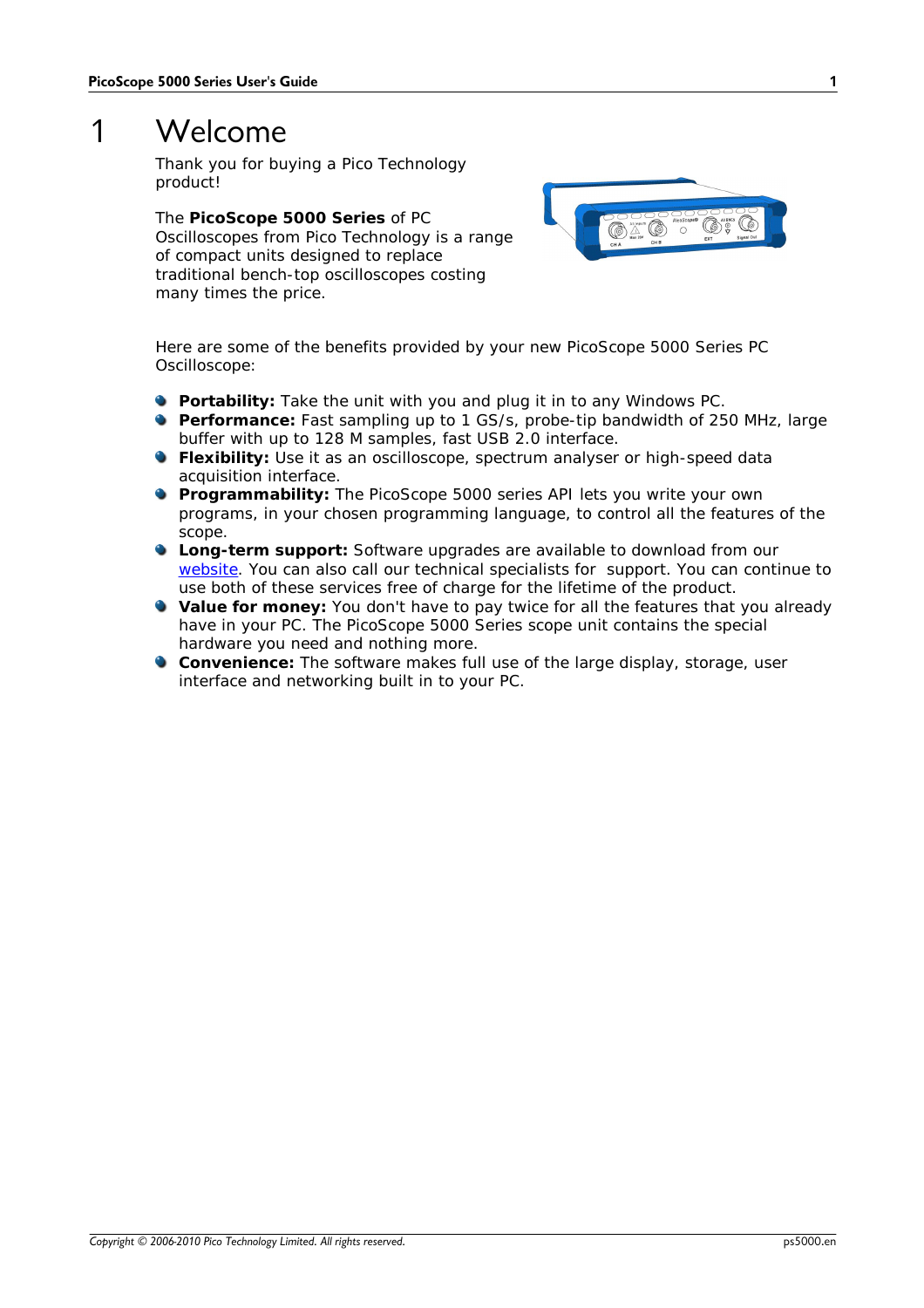# 1 Welcome

Thank you for buying a Pico Technology product!

The **PicoScope 5000 Series** of PC Oscilloscopes from Pico Technology is a range of compact units designed to replace traditional bench-top oscilloscopes costing many times the price.

Here are some of the benefits provided by your new PicoScope 5000 Series PC Oscilloscope:

- **Portability:** Take the unit with you and plug it in to any Windows PC.
- **Performance:** Fast sampling up to 1 GS/s, probe-tip bandwidth of 250 MHz, large buffer with up to 128 M samples, fast USB 2.0 interface.
- **Flexibility:** Use it as an oscilloscope, spectrum analyser or high-speed data acquisition interface.
- **Programmability:** The PicoScope 5000 series API lets you write your own programs, in your chosen programming language, to control all the features of the scope.
- **Long-term support:** Software upgrades are available to download from our website. You can also call our technical specialists for support. You can continue to use both of these services free of charge for the lifetime of the product.
- **Value for money:** You don't have to pay twice for all the features that you already have in your PC. The PicoScope 5000 Series scope unit contains the special hardware you need and nothing more.
- **Convenience:** The software makes full use of the large display, storage, user interface and networking built in to your PC.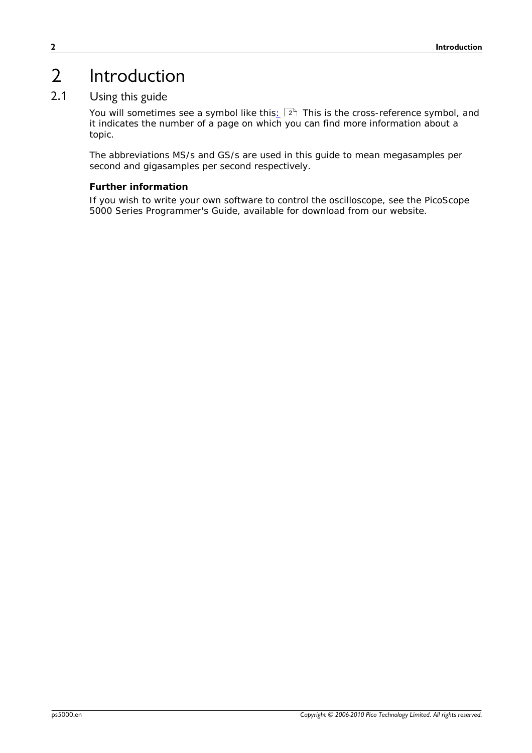# 2 Introduction

## 2.1 Using this guide

You will sometimes see a symbol like this: 2 This is the cross-reference symbol, and it indicates the number of a page on which you can find more information about a topic.

The abbreviations MS/s and GS/s are used in this guide to mean megasamples per second and gigasamples per second respectively.

**Further information**

If you wish to write your own software to control the oscilloscope, see the PicoScope 5000 Series Programmer's Guide, available for download from our website.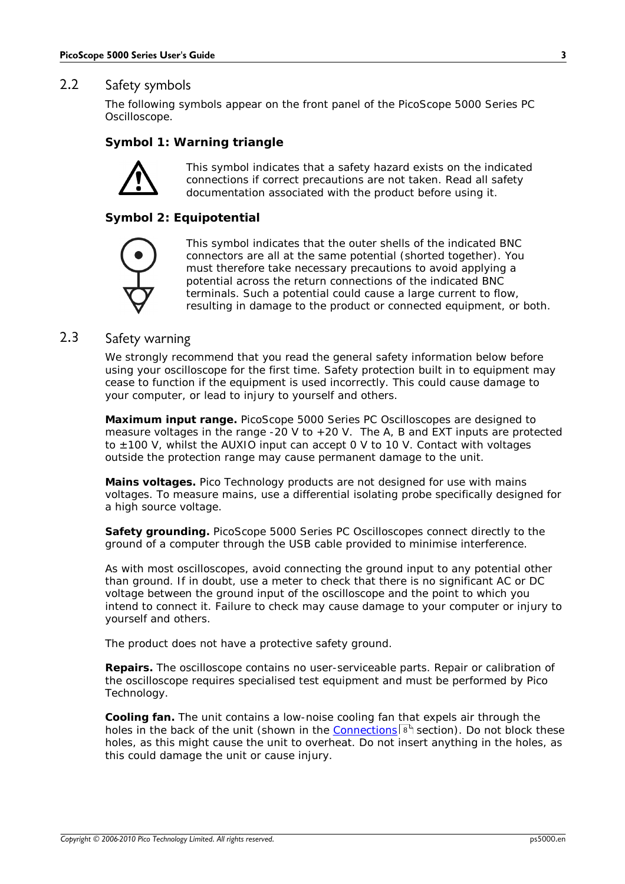## 2.2 Safety symbols

The following symbols appear on the front panel of the PicoScope 5000 Series PC Oscilloscope.

### Symbol 1: Warning triangle

This symbol indicates that a safety hazard exists on the indicated connections if correct precautions are not taken. Read all safety documentation associated with the product before using it.

### Symbol 2: Equipotential

This symbol indicates that the outer shells of the indicated BNC connectors are all at the same potential (shorted together). You must therefore take necessary precautions to avoid applying a potential across the return connections of the indicated BNC terminals. Such a potential could cause a large current to flow, resulting in damage to the product or connected equipment, or both.

## 2.3 Safety warning

We strongly recommend that you read the general safety information below before using your oscilloscope for the first time. Safety protection built in to equipment may cease to function if the equipment is used incorrectly. This could cause damage to your computer, or lead to injury to yourself and others.

**Maximum input range.** PicoScope 5000 Series PC Oscilloscopes are designed to measure voltages in the range -20 V to +20 V. The A, B and EXT inputs are protected to ±100 V, whilst the AUXIO input can accept 0 V to 10 V. Contact with voltages outside the protection range may cause permanent damage to the unit.

**Mains voltages.** Pico Technology products are not designed for use with mains voltages. To measure mains, use a differential isolating probe specifically designed for a high source voltage.

**Safety grounding.** PicoScope 5000 Series PC Oscilloscopes connect directly to the ground of a computer through the USB cable provided to minimise interference.

As with most oscilloscopes, avoid connecting the ground input to any potential other than ground. If in doubt, use a meter to check that there is no significant AC or DC voltage between the ground input of the oscilloscope and the point to which you intend to connect it. Failure to check may cause damage to your computer or injury to yourself and others.

The product does not have a protective safety ground.

**Repairs.** The oscilloscope contains no user-serviceable parts. Repair or calibration of the oscilloscope requires specialised test equipment and must be performed by Pico Technology.

**Cooling fan.** The unit contains a low-noise cooling fan that expels air through the holes in the back of the unit (shown in the Connections 8 section). Do not block these holes, as this might cause the unit to overheat. Do not insert anything in the holes, as this could damage the unit or cause injury.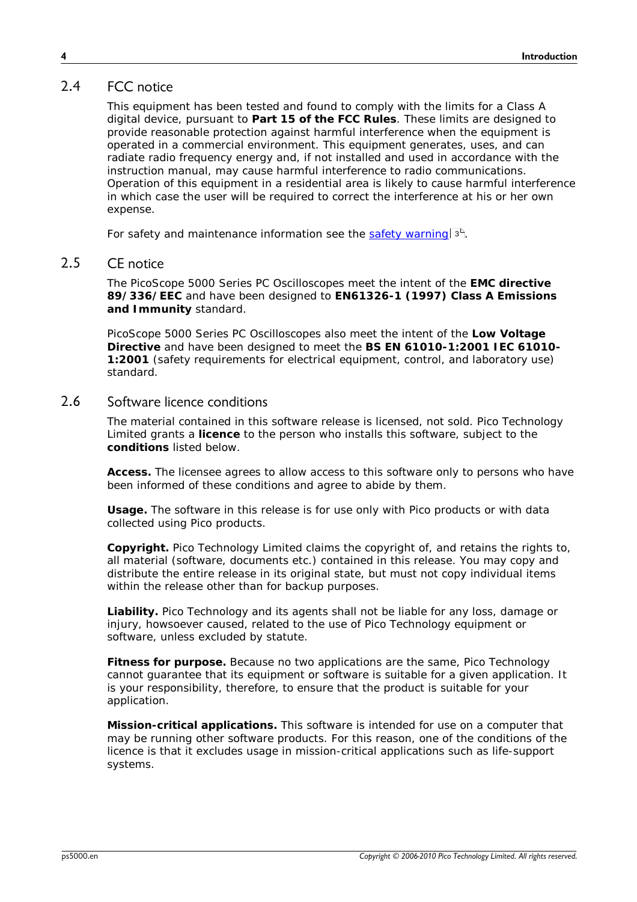## 2.4 FCC notice

This equipment has been tested and found to comply with the limits for a Class A digital device, pursuant to **Part 15 of the FCC Rules**. These limits are designed to provide reasonable protection against harmful interference when the equipment is operated in a commercial environment. This equipment generates, uses, and can radiate radio frequency energy and, if not installed and used in accordance with the instruction manual, may cause harmful interference to radio communications. Operation of this equipment in a residential area is likely to cause harmful interference in which case the user will be required to correct the interference at his or her own expense.

For safety and maintenance information see the safety warning 3.

## 2.5 CE notice

The PicoScope 5000 Series PC Oscilloscopes meet the intent of the **EMC directive 89/336/EEC** and have been designed to **EN61326-1 (1997) Class A Emissions and Immunity** standard.

PicoScope 5000 Series PC Oscilloscopes also meet the intent of the **Low Voltage Directive** and have been designed to meet the **BS EN 61010-1:2001 IEC 61010-1:2001** (safety requirements for electrical equipment, control, and laboratory use) standard.

## 2.6 Software licence conditions

The material contained in this software release is licensed, not sold. Pico Technology Limited grants a **licence** to the person who installs this software, subject to the **conditions** listed below.

**Access.** The licensee agrees to allow access to this software only to persons who have been informed of these conditions and agree to abide by them.

**Usage.** The software in this release is for use only with Pico products or with data collected using Pico products.

**Copyright.** Pico Technology Limited claims the copyright of, and retains the rights to, all material (software, documents etc.) contained in this release. You may copy and distribute the entire release in its original state, but must not copy individual items within the release other than for backup purposes.

**Liability.** Pico Technology and its agents shall not be liable for any loss, damage or injury, howsoever caused, related to the use of Pico Technology equipment or software, unless excluded by statute.

**Fitness for purpose.** Because no two applications are the same, Pico Technology cannot guarantee that its equipment or software is suitable for a given application. It is your responsibility, therefore, to ensure that the product is suitable for your application.

**Mission-critical applications.** This software is intended for use on a computer that may be running other software products. For this reason, one of the conditions of the licence is that it excludes usage in mission-critical applications such as life-support systems.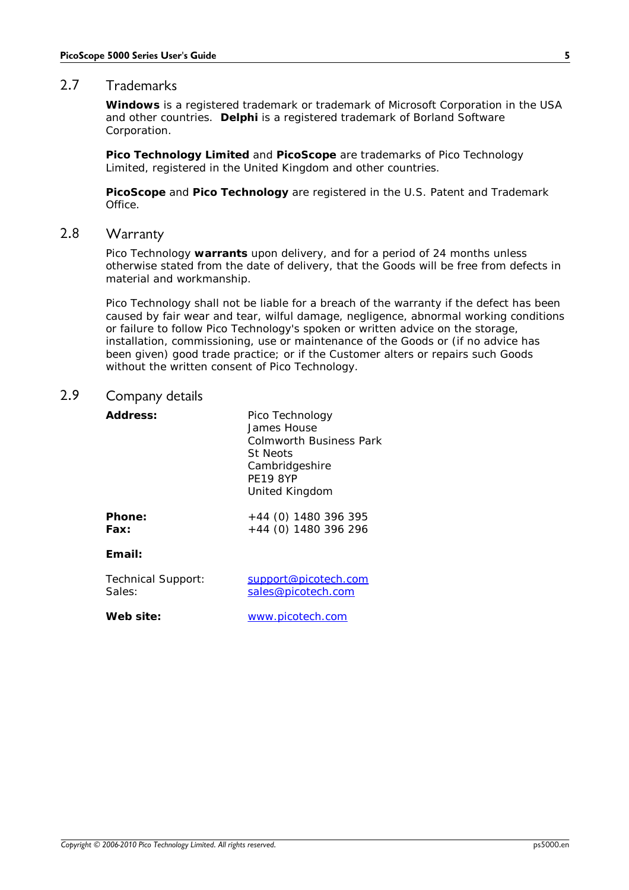## 2.7 Trademarks

**Windows** is a registered trademark or trademark of Microsoft Corporation in the USA and other countries. **Delphi** is a registered trademark of Borland Software Corporation.

**Pico Technology Limited** and **PicoScope** are trademarks of Pico Technology Limited, registered in the United Kingdom and other countries.

**PicoScope** and **Pico Technology** are registered in the U.S. Patent and Trademark Office.

## 2.8 Warranty

Pico Technology **warrants** upon delivery, and for a period of 24 months unless otherwise stated from the date of delivery, that the Goods will be free from defects in material and workmanship.

Pico Technology shall not be liable for a breach of the warranty if the defect has been caused by fair wear and tear, wilful damage, negligence, abnormal working conditions or failure to follow Pico Technology's spoken or written advice on the storage, installation, commissioning, use or maintenance of the Goods or (if no advice has been given) good trade practice; or if the Customer alters or repairs such Goods without the written consent of Pico Technology.

## 2.9 Company details

**Address:**

Pico Technology
James House
Colmworth Business Park
St Neots
Cambridgeshire
PE19 8YP
United Kingdom

**Phone:** +44 (0) 1480 396 395
**Fax:** +44 (0) 1480 396 296

**Email:**

Technical Support: support@picotech.com
Sales: sales@picotech.com

**Web site:** www.picotech.com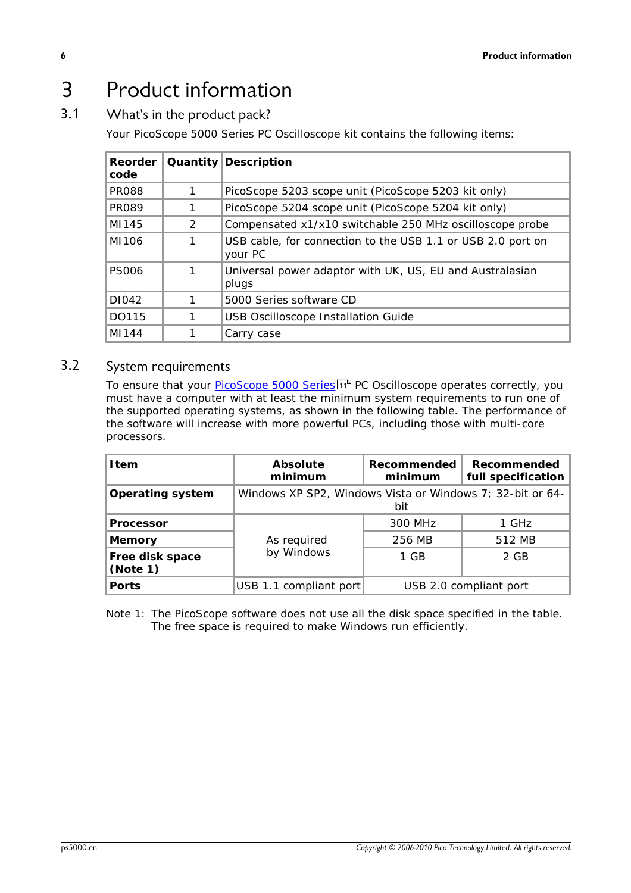# 3 Product information

## 3.1 What's in the product pack?

Your PicoScope 5000 Series PC Oscilloscope kit contains the following items:

| Reorder code | Quantity | Description |
|---|---|---|
| PR088 | 1 | PicoScope 5203 scope unit (PicoScope 5203 kit only) |
| PR089 | 1 | PicoScope 5204 scope unit (PicoScope 5204 kit only) |
| MI145 | 2 | Compensated x1/x10 switchable 250 MHz oscilloscope probe |
| MI106 | 1 | USB cable, for connection to the USB 1.1 or USB 2.0 port on your PC |
| PS006 | 1 | Universal power adaptor with UK, US, EU and Australasian plugs |
| DI042 | 1 | 5000 Series software CD |
| DO115 | 1 | USB Oscilloscope Installation Guide |
| MI144 | 1 | Carry case |

## 3.2 System requirements

To ensure that your PicoScope 5000 Series [11] PC Oscilloscope operates correctly, you must have a computer with at least the minimum system requirements to run one of the supported operating systems, as shown in the following table. The performance of the software will increase with more powerful PCs, including those with multi-core processors.

| Item | Absolute minimum | Recommended minimum | Recommended full specification |
|---|---|---|---|
| **Operating system** | Windows XP SP2, Windows Vista or Windows 7; 32-bit or 64-bit | | |
| **Processor** | As required by Windows | 300 MHz | 1 GHz |
| **Memory** | | 256 MB | 512 MB |
| **Free disk space (Note 1)** | | 1 GB | 2 GB |
| **Ports** | USB 1.1 compliant port | USB 2.0 compliant port | |

Note 1: The PicoScope software does not use all the disk space specified in the table. The free space is required to make Windows run efficiently.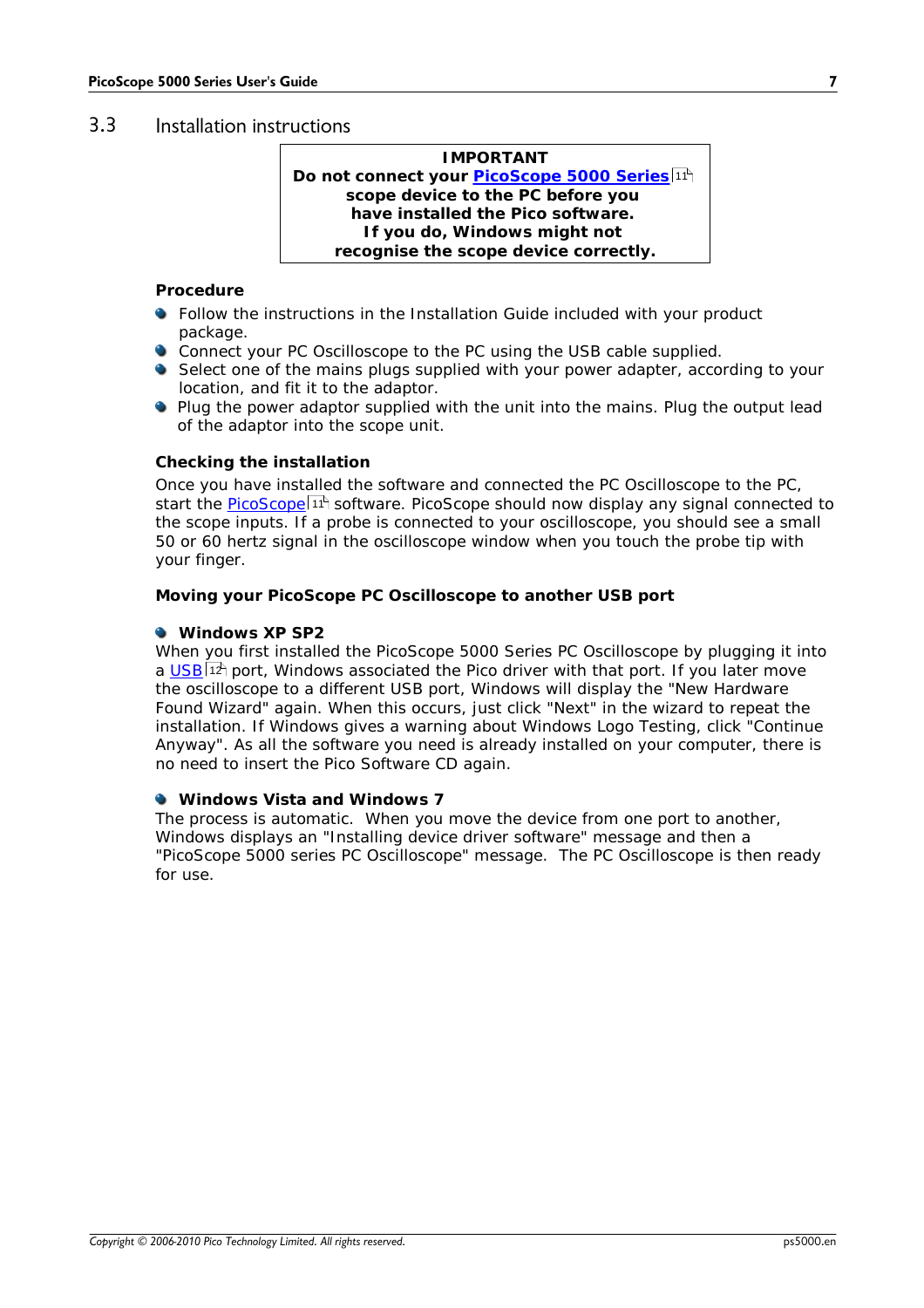## 3.3 Installation instructions

> **IMPORTANT**
> **Do not connect your PicoScope 5000 Series scope device to the PC before you have installed the Pico software.**
> **If you do, Windows might not recognise the scope device correctly.**

**Procedure**

- Follow the instructions in the Installation Guide included with your product package.
- Connect your PC Oscilloscope to the PC using the USB cable supplied.
- Select one of the mains plugs supplied with your power adapter, according to your location, and fit it to the adaptor.
- Plug the power adaptor supplied with the unit into the mains. Plug the output lead of the adaptor into the scope unit.

**Checking the installation**

Once you have installed the software and connected the PC Oscilloscope to the PC, start the PicoScope software. PicoScope should now display any signal connected to the scope inputs. If a probe is connected to your oscilloscope, you should see a small 50 or 60 hertz signal in the oscilloscope window when you touch the probe tip with your finger.

**Moving your PicoScope PC Oscilloscope to another USB port**

- **Windows XP SP2**

When you first installed the PicoScope 5000 Series PC Oscilloscope by plugging it into a USB port, Windows associated the Pico driver with that port. If you later move the oscilloscope to a different USB port, Windows will display the "New Hardware Found Wizard" again. When this occurs, just click "Next" in the wizard to repeat the installation. If Windows gives a warning about Windows Logo Testing, click "Continue Anyway". As all the software you need is already installed on your computer, there is no need to insert the Pico Software CD again.

- **Windows Vista and Windows 7**

The process is automatic. When you move the device from one port to another, Windows displays an "Installing device driver software" message and then a "PicoScope 5000 series PC Oscilloscope" message. The PC Oscilloscope is then ready for use.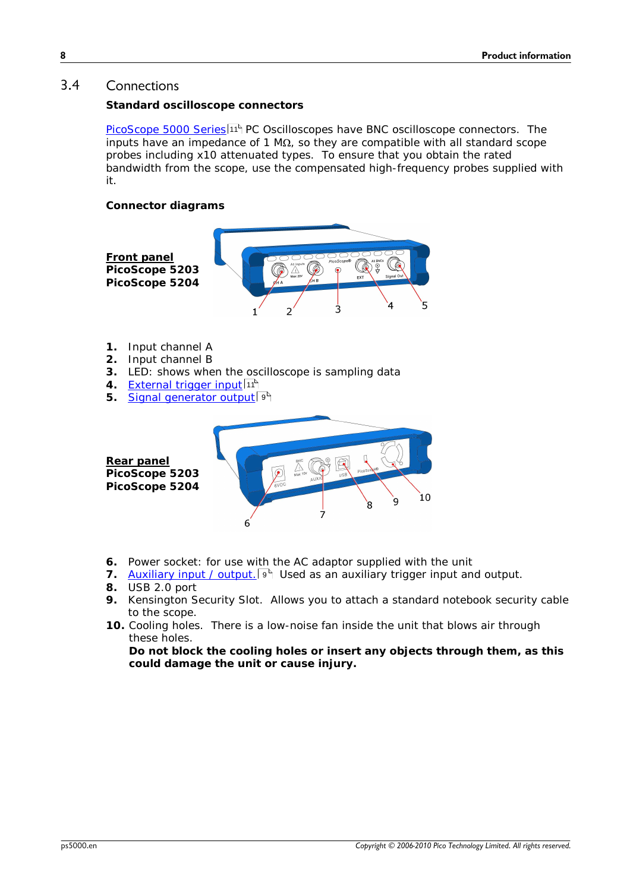## 3.4 Connections

**Standard oscilloscope connectors**

PicoScope 5000 Series 11 PC Oscilloscopes have BNC oscilloscope connectors. The inputs have an impedance of 1 MΩ, so they are compatible with all standard scope probes including x10 attenuated types. To ensure that you obtain the rated bandwidth from the scope, use the compensated high-frequency probes supplied with it.

**Connector diagrams**

**Front panel**
**PicoScope 5203**
**PicoScope 5204**

1. Input channel A
2. Input channel B
3. LED: shows when the oscilloscope is sampling data
4. External trigger input 11
5. Signal generator output 9

**Rear panel**
**PicoScope 5203**
**PicoScope 5204**

6. Power socket: for use with the AC adaptor supplied with the unit
7. Auxiliary input / output. 9 Used as an auxiliary trigger input and output.
8. USB 2.0 port
9. Kensington Security Slot. Allows you to attach a standard notebook security cable to the scope.
10. Cooling holes. There is a low-noise fan inside the unit that blows air through these holes.
    **Do not block the cooling holes or insert any objects through them, as this could damage the unit or cause injury.**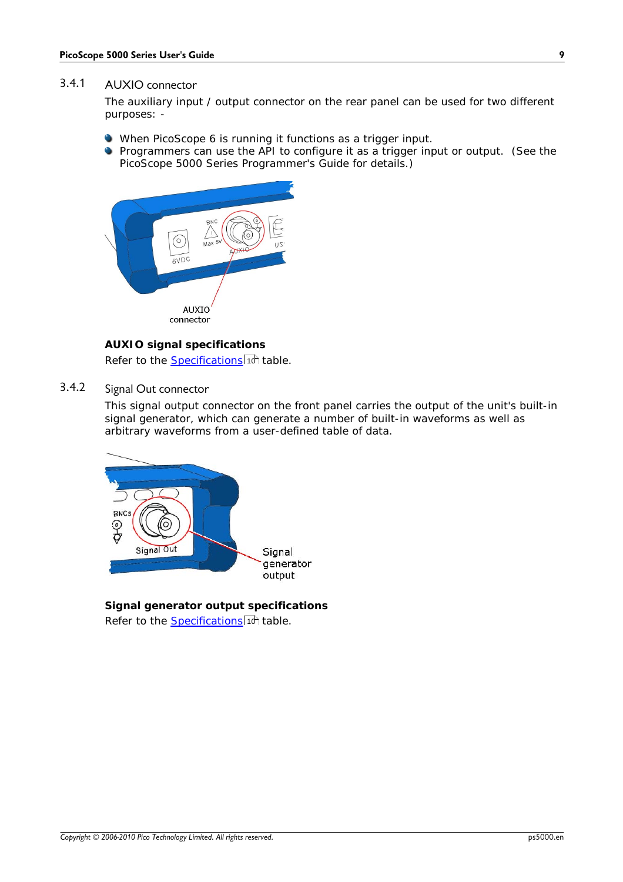### 3.4.1 AUXIO connector

The auxiliary input / output connector on the rear panel can be used for two different purposes: -

- When PicoScope 6 is running it functions as a trigger input.
- Programmers can use the API to configure it as a trigger input or output. (See the PicoScope 5000 Series Programmer's Guide for details.)

**AUXIO signal specifications**

Refer to the Specifications 10 table.

### 3.4.2 Signal Out connector

This signal output connector on the front panel carries the output of the unit's built-in signal generator, which can generate a number of built-in waveforms as well as arbitrary waveforms from a user-defined table of data.

**Signal generator output specifications**

Refer to the Specifications 10 table.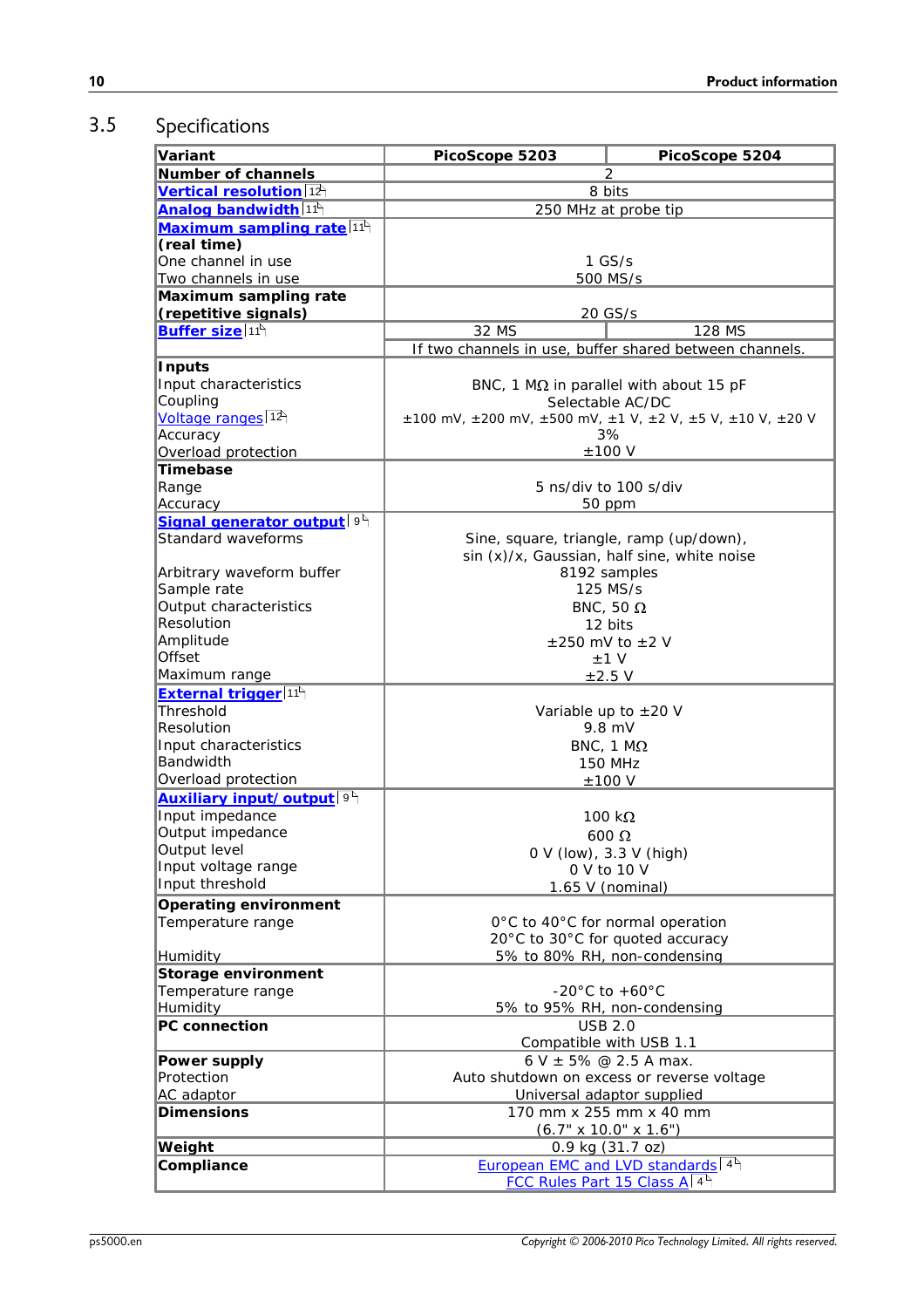## 3.5 Specifications

| Variant | PicoScope 5203 | PicoScope 5204 |
|---|---|---|
| **Number of channels** | 2 | |
| **Vertical resolution** | 8 bits | |
| **Analog bandwidth** | 250 MHz at probe tip | |
| **Maximum sampling rate (real time)** | | |
| One channel in use | 1 GS/s | |
| Two channels in use | 500 MS/s | |
| **Maximum sampling rate (repetitive signals)** | 20 GS/s | |
| **Buffer size** | 32 MS | 128 MS |
| | If two channels in use, buffer shared between channels. | |
| **Inputs** | | |
| Input characteristics | BNC, 1 MΩ in parallel with about 15 pF | |
| Coupling | Selectable AC/DC | |
| Voltage ranges | ±100 mV, ±200 mV, ±500 mV, ±1 V, ±2 V, ±5 V, ±10 V, ±20 V | |
| Accuracy | 3% | |
| Overload protection | ±100 V | |
| **Timebase** | | |
| Range | 5 ns/div to 100 s/div | |
| Accuracy | 50 ppm | |
| **Signal generator output** | | |
| Standard waveforms | Sine, square, triangle, ramp (up/down), sin (x)/x, Gaussian, half sine, white noise | |
| Arbitrary waveform buffer | 8192 samples | |
| Sample rate | 125 MS/s | |
| Output characteristics | BNC, 50 Ω | |
| Resolution | 12 bits | |
| Amplitude | ±250 mV to ±2 V | |
| Offset | ±1 V | |
| Maximum range | ±2.5 V | |
| **External trigger** | | |
| Threshold | Variable up to ±20 V | |
| Resolution | 9.8 mV | |
| Input characteristics | BNC, 1 MΩ | |
| Bandwidth | 150 MHz | |
| Overload protection | ±100 V | |
| **Auxiliary input/output** | | |
| Input impedance | 100 kΩ | |
| Output impedance | 600 Ω | |
| Output level | 0 V (low), 3.3 V (high) | |
| Input voltage range | 0 V to 10 V | |
| Input threshold | 1.65 V (nominal) | |
| **Operating environment** | | |
| Temperature range | 0°C to 40°C for normal operation<br>20°C to 30°C for quoted accuracy | |
| Humidity | 5% to 80% RH, non-condensing | |
| **Storage environment** | | |
| Temperature range | -20°C to +60°C | |
| Humidity | 5% to 95% RH, non-condensing | |
| **PC connection** | USB 2.0<br>Compatible with USB 1.1 | |
| **Power supply** | 6 V ± 5% @ 2.5 A max. | |
| Protection | Auto shutdown on excess or reverse voltage | |
| AC adaptor | Universal adaptor supplied | |
| **Dimensions** | 170 mm x 255 mm x 40 mm<br>(6.7" x 10.0" x 1.6") | |
| **Weight** | 0.9 kg (31.7 oz) | |
| **Compliance** | European EMC and LVD standards<br>FCC Rules Part 15 Class A | |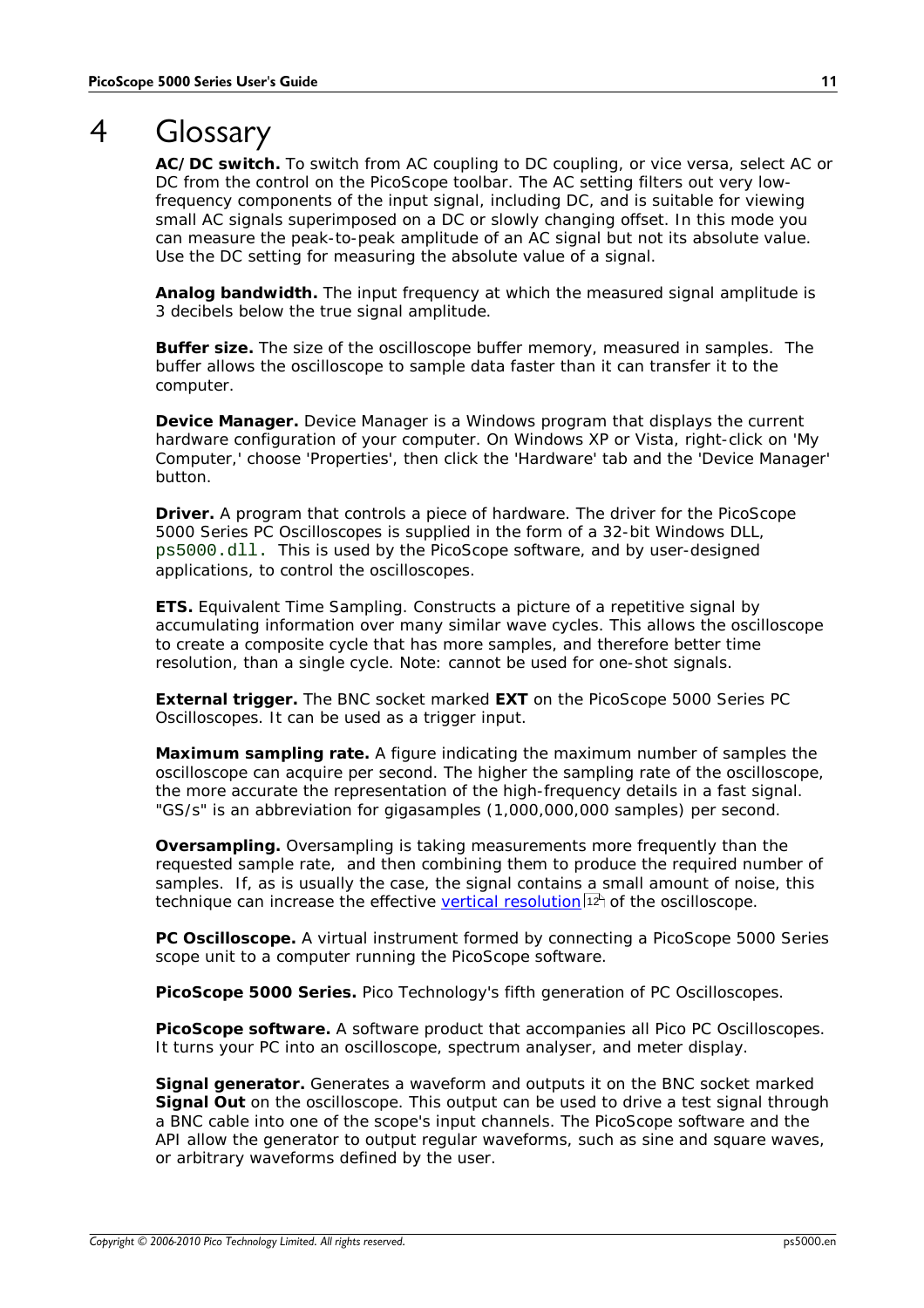# 4 Glossary

**AC/DC switch.** To switch from AC coupling to DC coupling, or vice versa, select AC or DC from the control on the PicoScope toolbar. The AC setting filters out very low-frequency components of the input signal, including DC, and is suitable for viewing small AC signals superimposed on a DC or slowly changing offset. In this mode you can measure the peak-to-peak amplitude of an AC signal but not its absolute value. Use the DC setting for measuring the absolute value of a signal.

**Analog bandwidth.** The input frequency at which the measured signal amplitude is 3 decibels below the true signal amplitude.

**Buffer size.** The size of the oscilloscope buffer memory, measured in samples. The buffer allows the oscilloscope to sample data faster than it can transfer it to the computer.

**Device Manager.** Device Manager is a Windows program that displays the current hardware configuration of your computer. On Windows XP or Vista, right-click on 'My Computer,' choose 'Properties', then click the 'Hardware' tab and the 'Device Manager' button.

**Driver.** A program that controls a piece of hardware. The driver for the PicoScope 5000 Series PC Oscilloscopes is supplied in the form of a 32-bit Windows DLL, `ps5000.dll`. This is used by the PicoScope software, and by user-designed applications, to control the oscilloscopes.

**ETS.** Equivalent Time Sampling. Constructs a picture of a repetitive signal by accumulating information over many similar wave cycles. This allows the oscilloscope to create a composite cycle that has more samples, and therefore better time resolution, than a single cycle. Note: cannot be used for one-shot signals.

**External trigger.** The BNC socket marked **EXT** on the PicoScope 5000 Series PC Oscilloscopes. It can be used as a trigger input.

**Maximum sampling rate.** A figure indicating the maximum number of samples the oscilloscope can acquire per second. The higher the sampling rate of the oscilloscope, the more accurate the representation of the high-frequency details in a fast signal. "GS/s" is an abbreviation for gigasamples (1,000,000,000 samples) per second.

**Oversampling.** Oversampling is taking measurements more frequently than the requested sample rate, and then combining them to produce the required number of samples. If, as is usually the case, the signal contains a small amount of noise, this technique can increase the effective vertical resolution [12] of the oscilloscope.

**PC Oscilloscope.** A virtual instrument formed by connecting a PicoScope 5000 Series scope unit to a computer running the PicoScope software.

**PicoScope 5000 Series.** Pico Technology's fifth generation of PC Oscilloscopes.

**PicoScope software.** A software product that accompanies all Pico PC Oscilloscopes. It turns your PC into an oscilloscope, spectrum analyser, and meter display.

**Signal generator.** Generates a waveform and outputs it on the BNC socket marked **Signal Out** on the oscilloscope. This output can be used to drive a test signal through a BNC cable into one of the scope's input channels. The PicoScope software and the API allow the generator to output regular waveforms, such as sine and square waves, or arbitrary waveforms defined by the user.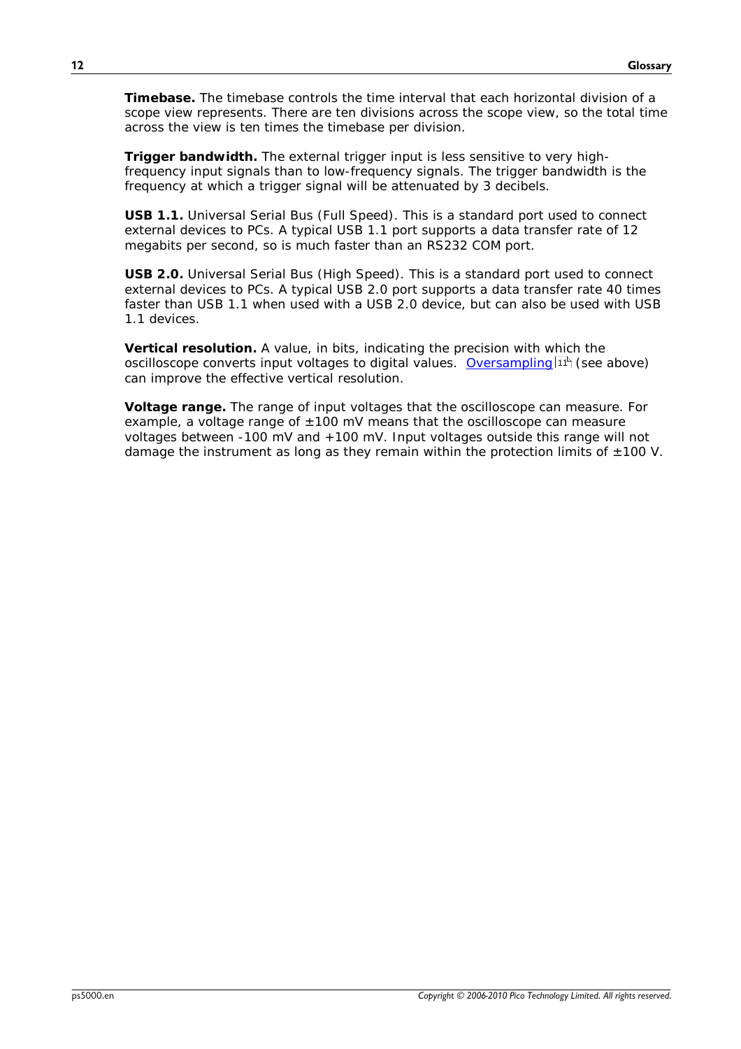**Timebase.** The timebase controls the time interval that each horizontal division of a scope view represents. There are ten divisions across the scope view, so the total time across the view is ten times the timebase per division.

**Trigger bandwidth.** The external trigger input is less sensitive to very high-frequency input signals than to low-frequency signals. The trigger bandwidth is the frequency at which a trigger signal will be attenuated by 3 decibels.

**USB 1.1.** Universal Serial Bus (Full Speed). This is a standard port used to connect external devices to PCs. A typical USB 1.1 port supports a data transfer rate of 12 megabits per second, so is much faster than an RS232 COM port.

**USB 2.0.** Universal Serial Bus (High Speed). This is a standard port used to connect external devices to PCs. A typical USB 2.0 port supports a data transfer rate 40 times faster than USB 1.1 when used with a USB 2.0 device, but can also be used with USB 1.1 devices.

**Vertical resolution.** A value, in bits, indicating the precision with which the oscilloscope converts input voltages to digital values. Oversampling 11 (see above) can improve the effective vertical resolution.

**Voltage range.** The range of input voltages that the oscilloscope can measure. For example, a voltage range of ±100 mV means that the oscilloscope can measure voltages between -100 mV and +100 mV. Input voltages outside this range will not damage the instrument as long as they remain within the protection limits of ±100 V.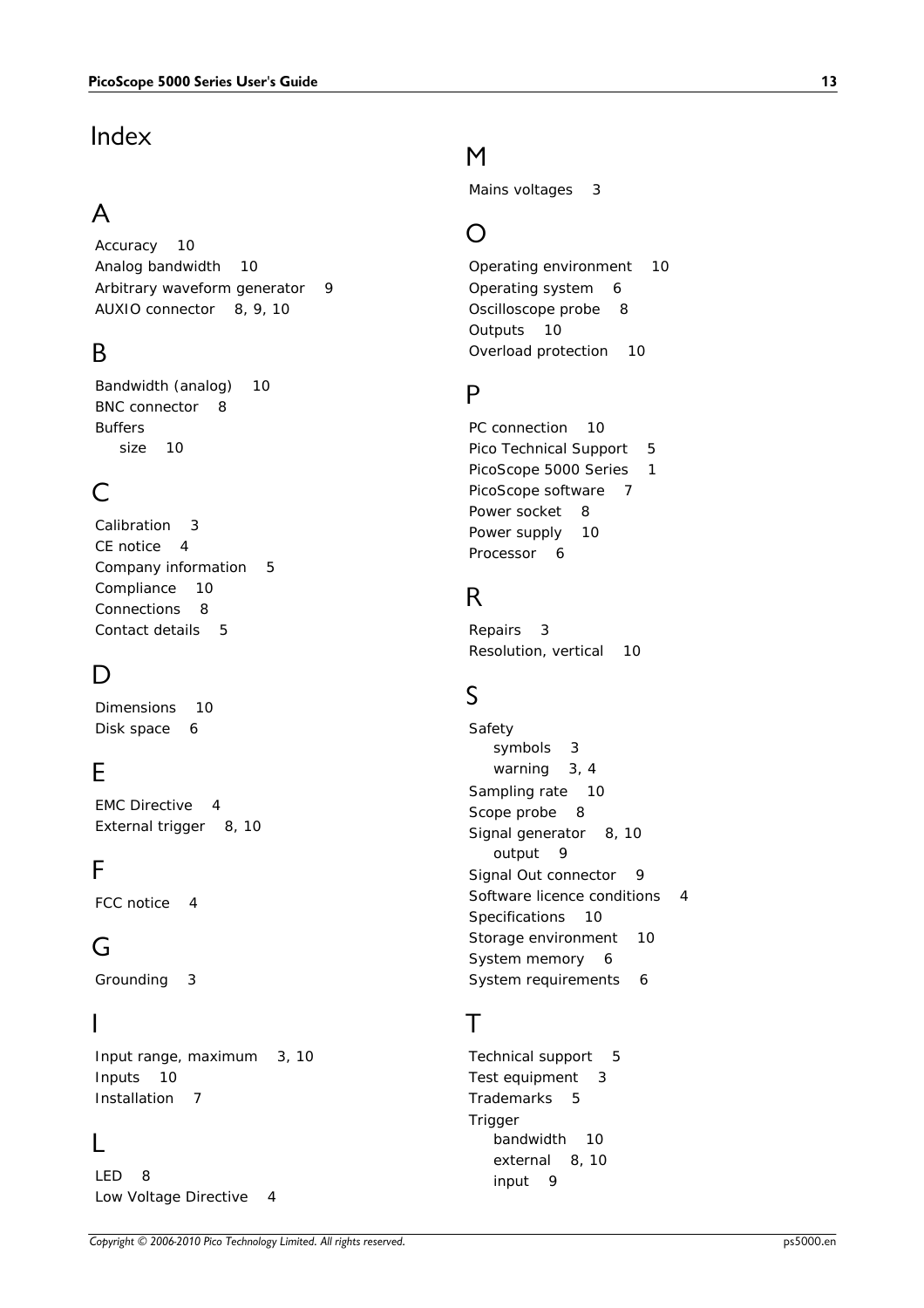# Index

## A

Accuracy 10
Analog bandwidth 10
Arbitrary waveform generator 9
AUXIO connector 8, 9, 10

## B

Bandwidth (analog) 10
BNC connector 8
Buffers
    size 10

## C

Calibration 3
CE notice 4
Company information 5
Compliance 10
Connections 8
Contact details 5

## D

Dimensions 10
Disk space 6

## E

EMC Directive 4
External trigger 8, 10

## F

FCC notice 4

## G

Grounding 3

## I

Input range, maximum 3, 10
Inputs 10
Installation 7

## L

LED 8
Low Voltage Directive 4

## M

Mains voltages 3

## O

Operating environment 10
Operating system 6
Oscilloscope probe 8
Outputs 10
Overload protection 10

## P

PC connection 10
Pico Technical Support 5
PicoScope 5000 Series 1
PicoScope software 7
Power socket 8
Power supply 10
Processor 6

## R

Repairs 3
Resolution, vertical 10

## S

Safety
    symbols 3
    warning 3, 4
Sampling rate 10
Scope probe 8
Signal generator 8, 10
    output 9
Signal Out connector 9
Software licence conditions 4
Specifications 10
Storage environment 10
System memory 6
System requirements 6

## T

Technical support 5
Test equipment 3
Trademarks 5
Trigger
    bandwidth 10
    external 8, 10
    input 9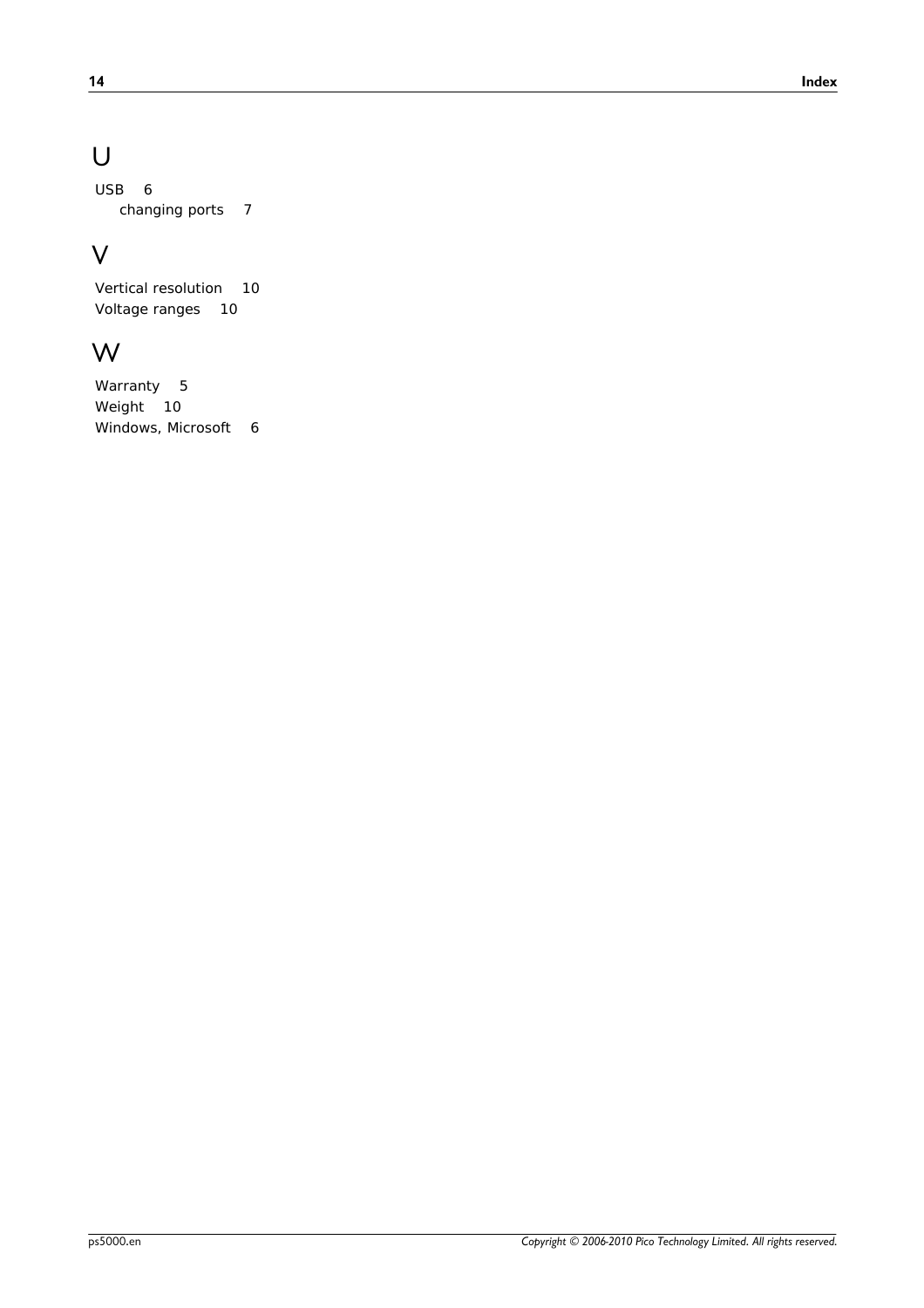## U

USB 6
  changing ports 7

## V

Vertical resolution 10
Voltage ranges 10

## W

Warranty 5
Weight 10
Windows, Microsoft 6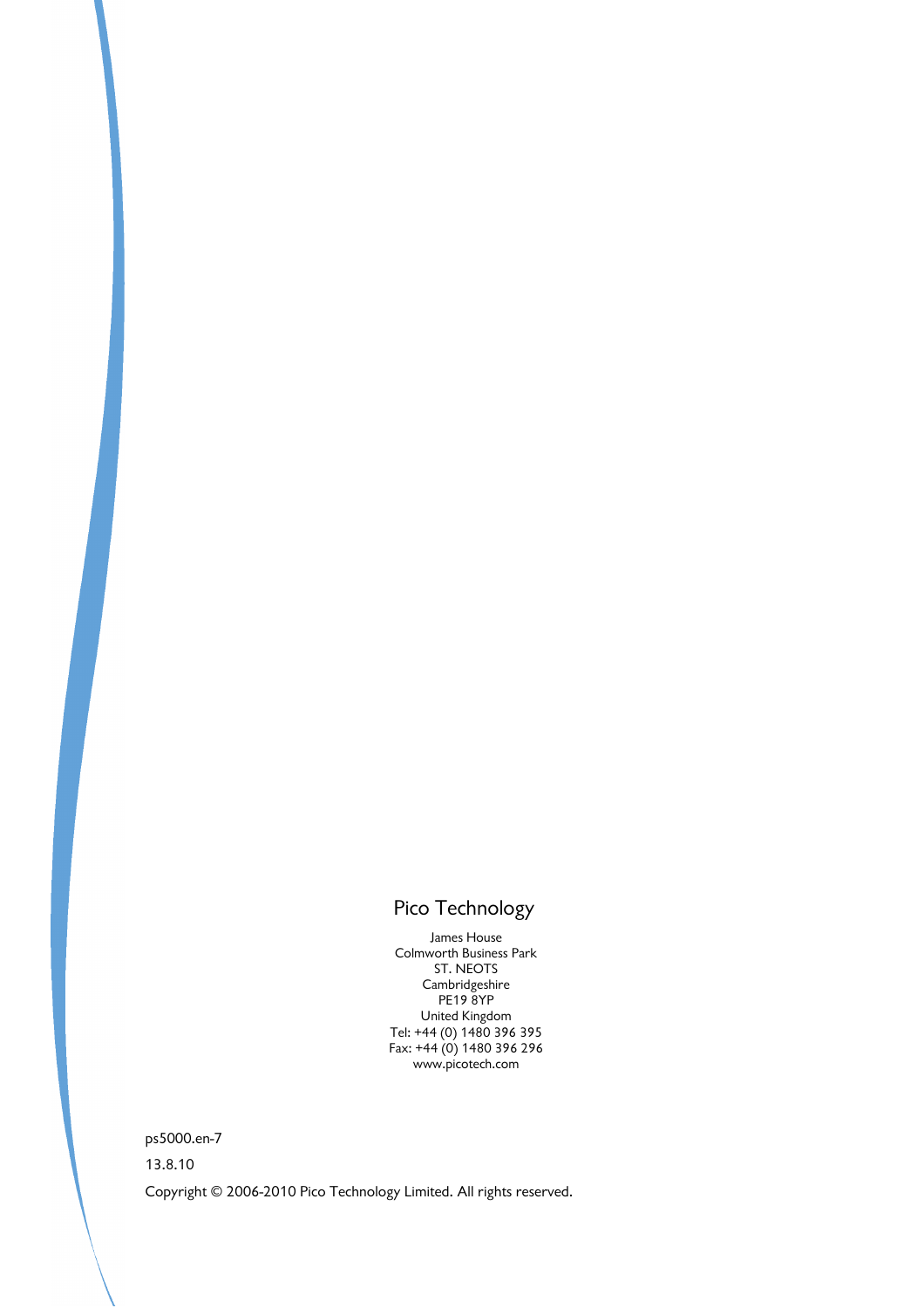Pico Technology

James House
Colmworth Business Park
ST. NEOTS
Cambridgeshire
PE19 8YP
United Kingdom
Tel: +44 (0) 1480 396 395
Fax: +44 (0) 1480 396 296
www.picotech.com

ps5000.en-7

13.8.10

Copyright © 2006-2010 Pico Technology Limited. All rights reserved.